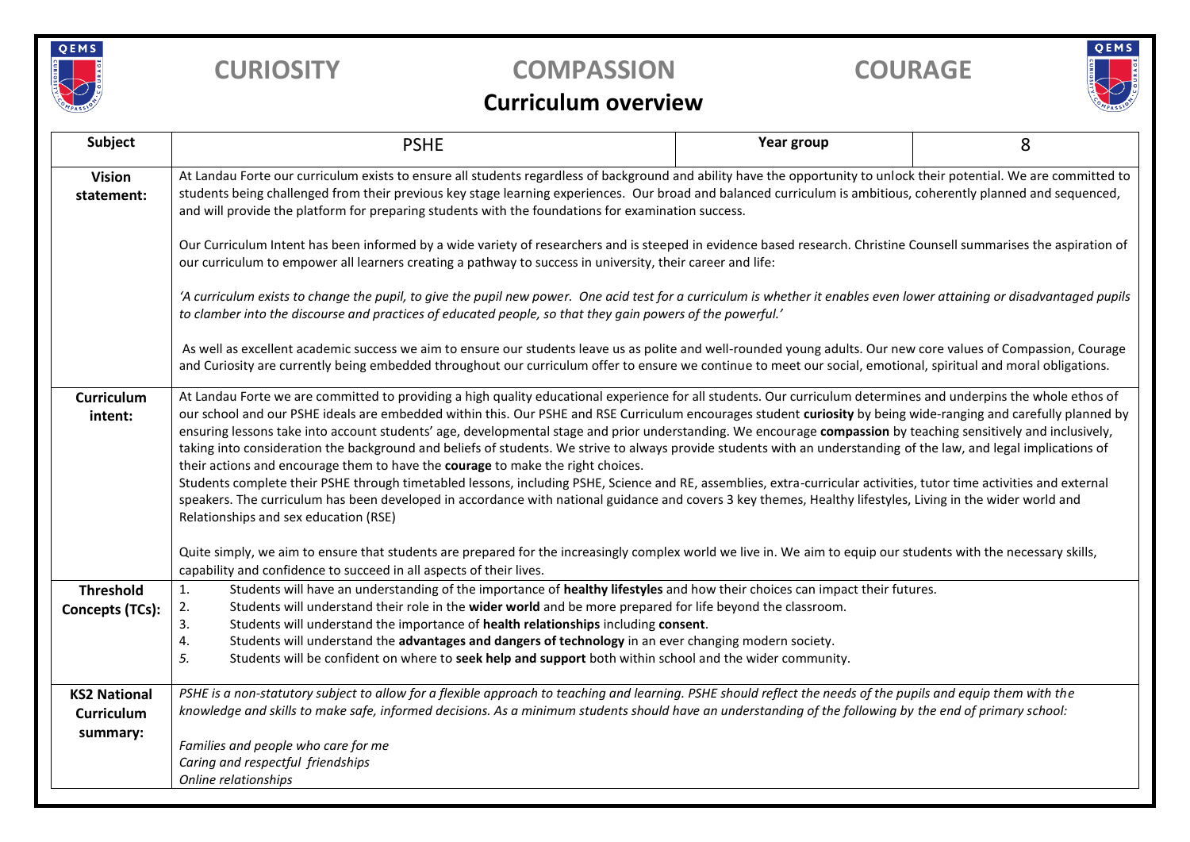**CURIOSITY** **COMPASSION** **COURAGE**

# Curriculum overview

| **Subject** | PSHE | **Year group** | 8 |
|---|---|---|---|
| **Vision statement:** | At Landau Forte our curriculum exists to ensure all students regardless of background and ability have the opportunity to unlock their potential. We are committed to students being challenged from their previous key stage learning experiences. Our broad and balanced curriculum is ambitious, coherently planned and sequenced, and will provide the platform for preparing students with the foundations for examination success.<br><br>Our Curriculum Intent has been informed by a wide variety of researchers and is steeped in evidence based research. Christine Counsell summarises the aspiration of our curriculum to empower all learners creating a pathway to success in university, their career and life:<br><br>*'A curriculum exists to change the pupil, to give the pupil new power. One acid test for a curriculum is whether it enables even lower attaining or disadvantaged pupils to clamber into the discourse and practices of educated people, so that they gain powers of the powerful.'*<br><br>As well as excellent academic success we aim to ensure our students leave us as polite and well-rounded young adults. Our new core values of Compassion, Courage and Curiosity are currently being embedded throughout our curriculum offer to ensure we continue to meet our social, emotional, spiritual and moral obligations. | | |
| **Curriculum intent:** | At Landau Forte we are committed to providing a high quality educational experience for all students. Our curriculum determines and underpins the whole ethos of our school and our PSHE ideals are embedded within this. Our PSHE and RSE Curriculum encourages student **curiosity** by being wide-ranging and carefully planned by ensuring lessons take into account students' age, developmental stage and prior understanding. We encourage **compassion** by teaching sensitively and inclusively, taking into consideration the background and beliefs of students. We strive to always provide students with an understanding of the law, and legal implications of their actions and encourage them to have the **courage** to make the right choices.<br>Students complete their PSHE through timetabled lessons, including PSHE, Science and RE, assemblies, extra-curricular activities, tutor time activities and external speakers. The curriculum has been developed in accordance with national guidance and covers 3 key themes, Healthy lifestyles, Living in the wider world and Relationships and sex education (RSE)<br><br>Quite simply, we aim to ensure that students are prepared for the increasingly complex world we live in. We aim to equip our students with the necessary skills, capability and confidence to succeed in all aspects of their lives. | | |
| **Threshold Concepts (TCs):** | 1. Students will have an understanding of the importance of **healthy lifestyles** and how their choices can impact their futures.<br>2. Students will understand their role in the **wider world** and be more prepared for life beyond the classroom.<br>3. Students will understand the importance of **health relationships** including **consent**.<br>4. Students will understand the **advantages and dangers of technology** in an ever changing modern society.<br>5. Students will be confident on where to **seek help and support** both within school and the wider community. | | |
| **KS2 National Curriculum summary:** | *PSHE is a non-statutory subject to allow for a flexible approach to teaching and learning. PSHE should reflect the needs of the pupils and equip them with the knowledge and skills to make safe, informed decisions. As a minimum students should have an understanding of the following by the end of primary school:*<br><br>*Families and people who care for me*<br>*Caring and respectful friendships*<br>*Online relationships* | | |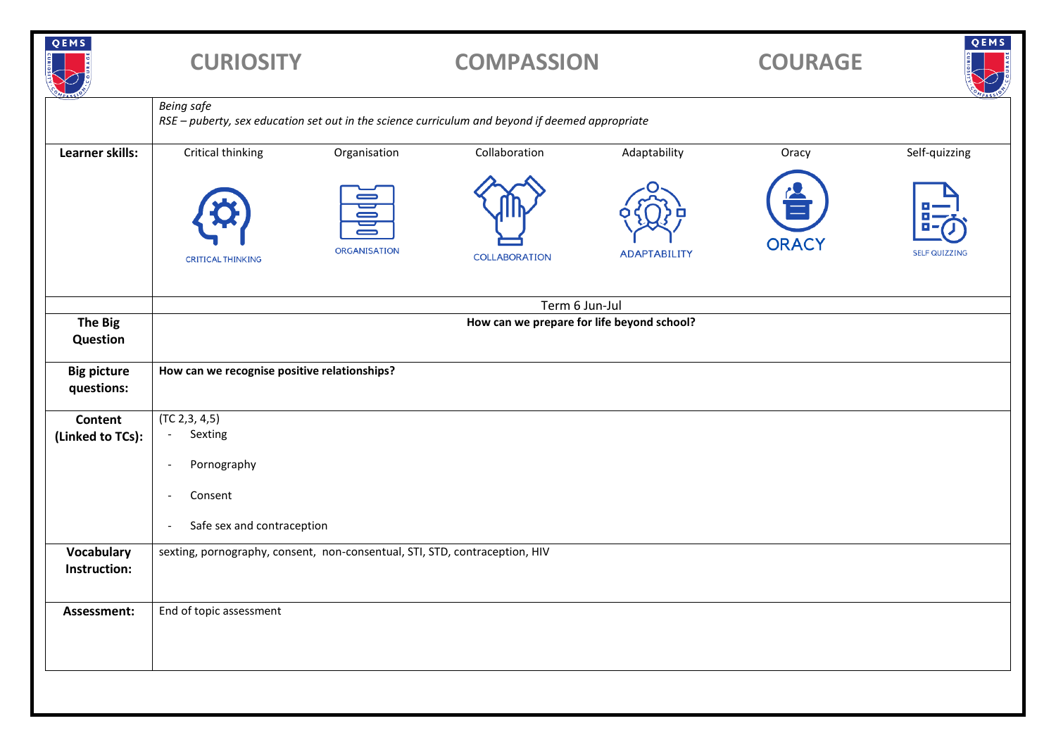**CURIOSITY** **COMPASSION** **COURAGE**

| | |
|---|---|
| | *Being safe*<br>*RSE – puberty, sex education set out in the science curriculum and beyond if deemed appropriate* |
| **Learner skills:** | Critical thinking, Organisation, Collaboration, Adaptability, Oracy, Self-quizzing |
| | Term 6 Jun-Jul |
| **The Big Question** | **How can we prepare for life beyond school?** |
| **Big picture questions:** | **How can we recognise positive relationships?** |
| **Content (Linked to TCs):** | (TC 2,3, 4,5)<br>- Sexting<br>- Pornography<br>- Consent<br>- Safe sex and contraception |
| **Vocabulary Instruction:** | sexting, pornography, consent, non-consentual, STI, STD, contraception, HIV |
| **Assessment:** | End of topic assessment |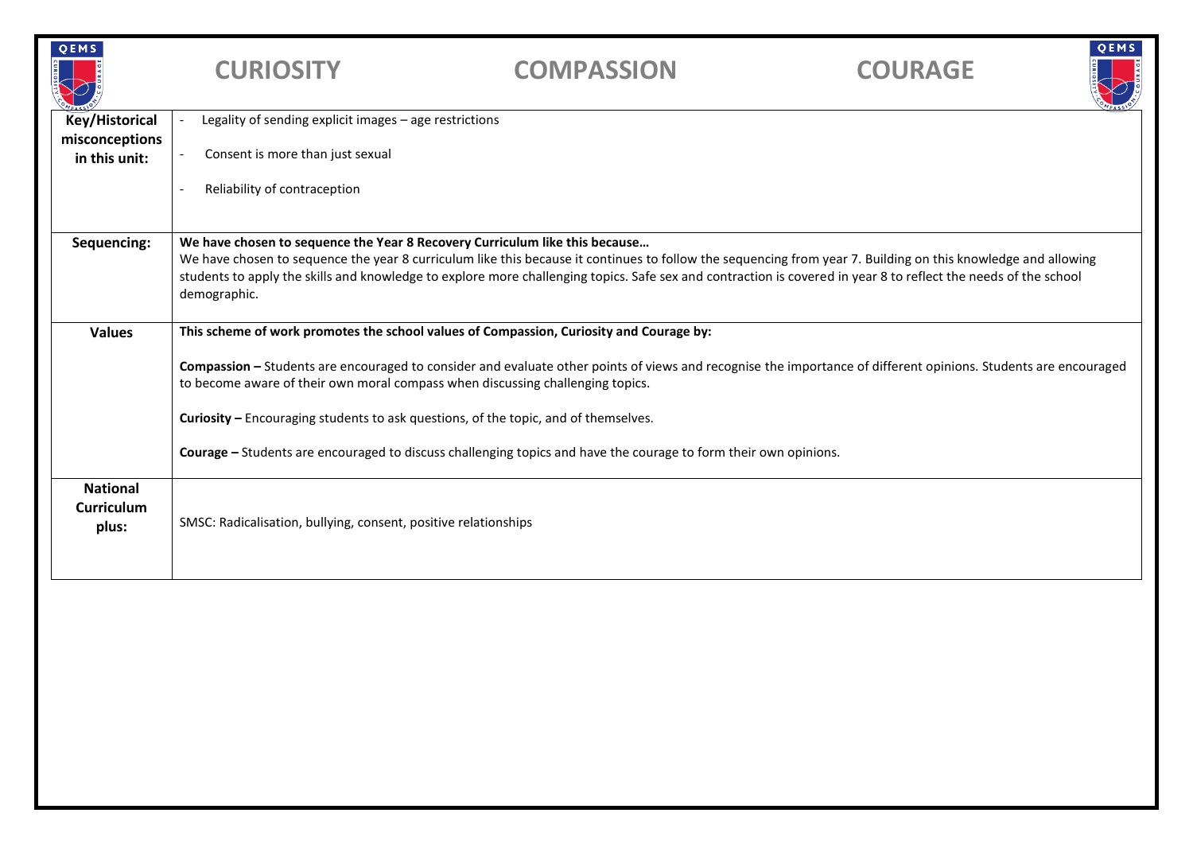# CURIOSITY COMPASSION COURAGE

| | |
|---|---|
| **Key/Historical misconceptions in this unit:** | - Legality of sending explicit images – age restrictions<br>- Consent is more than just sexual<br>- Reliability of contraception |
| **Sequencing:** | **We have chosen to sequence the Year 8 Recovery Curriculum like this because…**<br>We have chosen to sequence the year 8 curriculum like this because it continues to follow the sequencing from year 7. Building on this knowledge and allowing students to apply the skills and knowledge to explore more challenging topics. Safe sex and contraction is covered in year 8 to reflect the needs of the school demographic. |
| **Values** | **This scheme of work promotes the school values of Compassion, Curiosity and Courage by:**<br><br>**Compassion –** Students are encouraged to consider and evaluate other points of views and recognise the importance of different opinions. Students are encouraged to become aware of their own moral compass when discussing challenging topics.<br><br>**Curiosity –** Encouraging students to ask questions, of the topic, and of themselves.<br><br>**Courage –** Students are encouraged to discuss challenging topics and have the courage to form their own opinions. |
| **National Curriculum plus:** | SMSC: Radicalisation, bullying, consent, positive relationships |